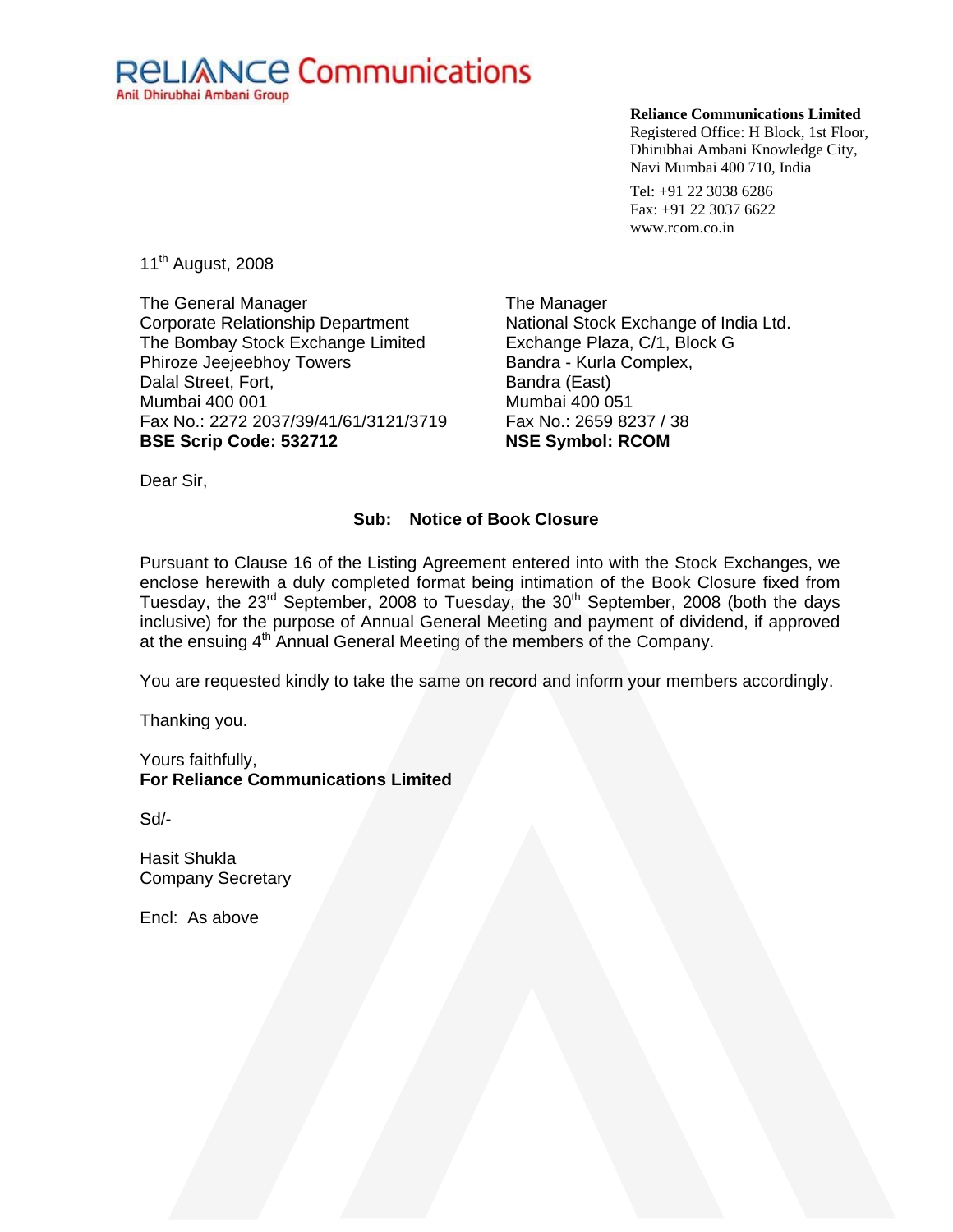RELIANCE Communications
Anil Dhirubhai Ambani Group

**Reliance Communications Limited**
Registered Office: H Block, 1st Floor,
Dhirubhai Ambani Knowledge City,
Navi Mumbai 400 710, India

Tel: +91 22 3038 6286
Fax: +91 22 3037 6622
www.rcom.co.in

11th August, 2008

The General Manager
Corporate Relationship Department
The Bombay Stock Exchange Limited
Phiroze Jeejeebhoy Towers
Dalal Street, Fort,
Mumbai 400 001
Fax No.: 2272 2037/39/41/61/3121/3719
**BSE Scrip Code: 532712**

The Manager
National Stock Exchange of India Ltd.
Exchange Plaza, C/1, Block G
Bandra - Kurla Complex,
Bandra (East)
Mumbai 400 051
Fax No.: 2659 8237 / 38
**NSE Symbol: RCOM**

Dear Sir,

**Sub: Notice of Book Closure**

Pursuant to Clause 16 of the Listing Agreement entered into with the Stock Exchanges, we enclose herewith a duly completed format being intimation of the Book Closure fixed from Tuesday, the 23rd September, 2008 to Tuesday, the 30th September, 2008 (both the days inclusive) for the purpose of Annual General Meeting and payment of dividend, if approved at the ensuing 4th Annual General Meeting of the members of the Company.

You are requested kindly to take the same on record and inform your members accordingly.

Thanking you.

Yours faithfully,
**For Reliance Communications Limited**

Sd/-

Hasit Shukla
Company Secretary

Encl: As above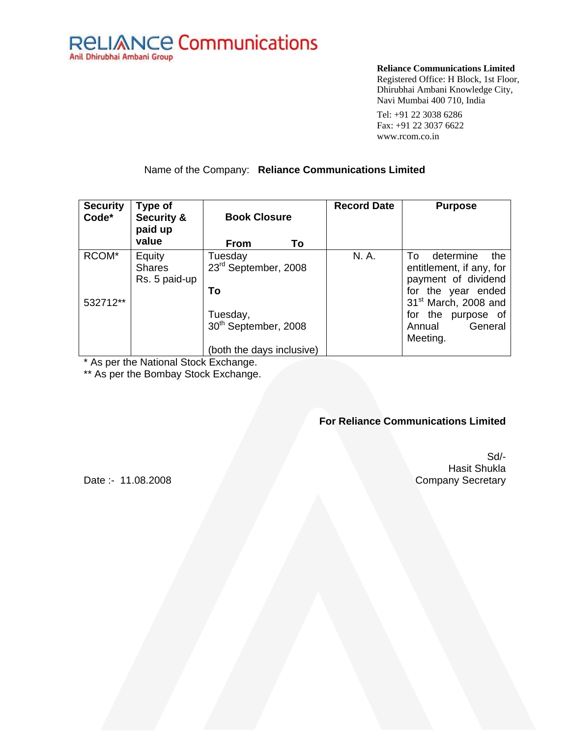**Reliance Communications Limited**
Registered Office: H Block, 1st Floor,
Dhirubhai Ambani Knowledge City,
Navi Mumbai 400 710, India

Tel: +91 22 3038 6286
Fax: +91 22 3037 6622
www.rcom.co.in

Name of the Company: **Reliance Communications Limited**

| **Security Code*** | **Type of Security & paid up value** | **Book Closure From To** | **Record Date** | **Purpose** |
|---|---|---|---|---|
| RCOM*<br><br>532712** | Equity Shares Rs. 5 paid-up | Tuesday 23rd September, 2008<br>**To**<br>Tuesday, 30th September, 2008<br>(both the days inclusive) | N. A. | To determine the entitlement, if any, for payment of dividend for the year ended 31st March, 2008 and for the purpose of Annual General Meeting. |

* As per the National Stock Exchange.
** As per the Bombay Stock Exchange.

**For Reliance Communications Limited**

Sd/-
Hasit Shukla
Company Secretary

Date :- 11.08.2008